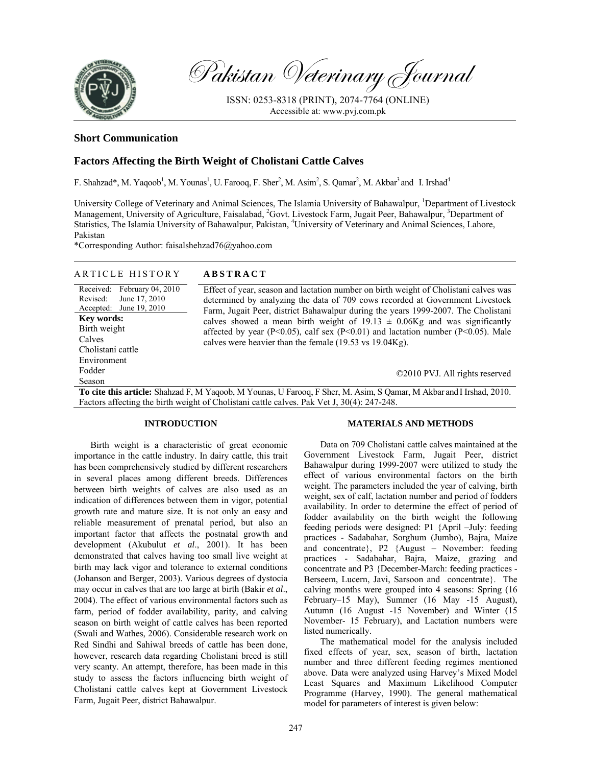# Pakistan Veterinary Journal

ISSN: 0253-8318 (PRINT), 2074-7764 (ONLINE)
Accessible at: www.pvj.com.pk

## Short Communication

## Factors Affecting the Birth Weight of Cholistani Cattle Calves

F. Shahzad*, M. Yaqoob[1], M. Younas[1], U. Farooq, F. Sher[2], M. Asim[2], S. Qamar[2], M. Akbar[3] and I. Irshad[4]

University College of Veterinary and Animal Sciences, The Islamia University of Bahawalpur, [1]Department of Livestock Management, University of Agriculture, Faisalabad, [2]Govt. Livestock Farm, Jugait Peer, Bahawalpur, [3]Department of Statistics, The Islamia University of Bahawalpur, Pakistan, [4]University of Veterinary and Animal Sciences, Lahore, Pakistan

*Corresponding Author: faisalshehzad76@yahoo.com

### ARTICLE HISTORY

Received: February 04, 2010
Revised: June 17, 2010
Accepted: June 19, 2010

**Key words:**
Birth weight
Calves
Cholistani cattle
Environment
Fodder
Season

### ABSTRACT

Effect of year, season and lactation number on birth weight of Cholistani calves was determined by analyzing the data of 709 cows recorded at Government Livestock Farm, Jugait Peer, district Bahawalpur during the years 1999-2007. The Cholistani calves showed a mean birth weight of 19.13 ± 0.06Kg and was significantly affected by year ($P<0.05$), calf sex ($P<0.01$) and lactation number ($P<0.05$). Male calves were heavier than the female (19.53 vs 19.04Kg).

©2010 PVJ. All rights reserved

**To cite this article:** Shahzad F, M Yaqoob, M Younas, U Farooq, F Sher, M. Asim, S Qamar, M Akbar and I Irshad, 2010. Factors affecting the birth weight of Cholistani cattle calves. Pak Vet J, 30(4): 247-248.

## INTRODUCTION

Birth weight is a characteristic of great economic importance in the cattle industry. In dairy cattle, this trait has been comprehensively studied by different researchers in several places among different breeds. Differences between birth weights of calves are also used as an indication of differences between them in vigor, potential growth rate and mature size. It is not only an easy and reliable measurement of prenatal period, but also an important factor that affects the postnatal growth and development (Akubulut *et al*., 2001). It has been demonstrated that calves having too small live weight at birth may lack vigor and tolerance to external conditions (Johanson and Berger, 2003). Various degrees of dystocia may occur in calves that are too large at birth (Bakir *et al*., 2004). The effect of various environmental factors such as farm, period of fodder availability, parity, and calving season on birth weight of cattle calves has been reported (Swali and Wathes, 2006). Considerable research work on Red Sindhi and Sahiwal breeds of cattle has been done, however, research data regarding Cholistani breed is still very scanty. An attempt, therefore, has been made in this study to assess the factors influencing birth weight of Cholistani cattle calves kept at Government Livestock Farm, Jugait Peer, district Bahawalpur.

## MATERIALS AND METHODS

Data on 709 Cholistani cattle calves maintained at the Government Livestock Farm, Jugait Peer, district Bahawalpur during 1999-2007 were utilized to study the effect of various environmental factors on the birth weight. The parameters included the year of calving, birth weight, sex of calf, lactation number and period of fodders availability. In order to determine the effect of period of fodder availability on the birth weight the following feeding periods were designed: P1 {April –July: feeding practices - Sadabahar, Sorghum (Jumbo), Bajra, Maize and concentrate}, P2 {August – November: feeding practices - Sadabahar, Bajra, Maize, grazing and concentrate and P3 {December-March: feeding practices - Berseem, Lucern, Javi, Sarsoon and concentrate}. The calving months were grouped into 4 seasons: Spring (16 February–15 May), Summer (16 May -15 August), Autumn (16 August -15 November) and Winter (15 November- 15 February), and Lactation numbers were listed numerically.

The mathematical model for the analysis included fixed effects of year, sex, season of birth, lactation number and three different feeding regimes mentioned above. Data were analyzed using Harvey's Mixed Model Least Squares and Maximum Likelihood Computer Programme (Harvey, 1990). The general mathematical model for parameters of interest is given below: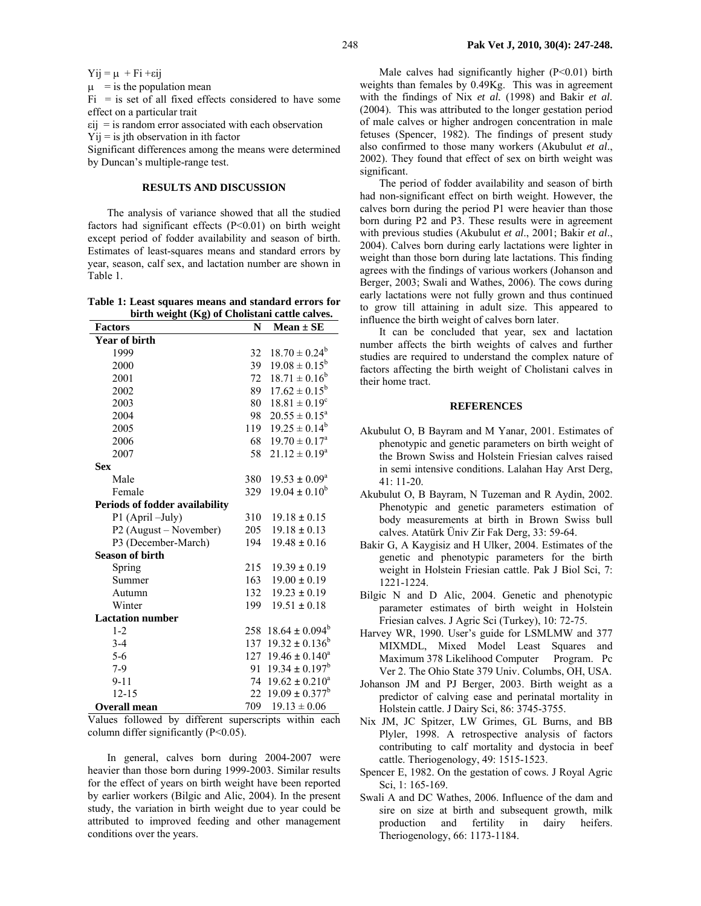$Y_{ij} = \mu + F_i + \varepsilon_{ij}$

$\mu$ = is the population mean

$F_i$ = is set of all fixed effects considered to have some effect on a particular trait

$\varepsilon_{ij}$ = is random error associated with each observation

$Y_{ij}$ = is jth observation in ith factor

Significant differences among the means were determined by Duncan's multiple-range test.

## RESULTS AND DISCUSSION

The analysis of variance showed that all the studied factors had significant effects ($P<0.01$) on birth weight except period of fodder availability and season of birth. Estimates of least-squares means and standard errors by year, season, calf sex, and lactation number are shown in Table 1.

**Table 1: Least squares means and standard errors for birth weight (Kg) of Cholistani cattle calves.**

| Factors | N | Mean ± SE |
|---|---|---|
| **Year of birth** | | |
| 1999 | 32 | $18.70 \pm 0.24^b$ |
| 2000 | 39 | $19.08 \pm 0.15^b$ |
| 2001 | 72 | $18.71 \pm 0.16^b$ |
| 2002 | 89 | $17.62 \pm 0.15^b$ |
| 2003 | 80 | $18.81 \pm 0.19^c$ |
| 2004 | 98 | $20.55 \pm 0.15^a$ |
| 2005 | 119 | $19.25 \pm 0.14^b$ |
| 2006 | 68 | $19.70 \pm 0.17^a$ |
| 2007 | 58 | $21.12 \pm 0.19^a$ |
| **Sex** | | |
| Male | 380 | $19.53 \pm 0.09^a$ |
| Female | 329 | $19.04 \pm 0.10^b$ |
| **Periods of fodder availability** | | |
| P1 (April –July) | 310 | 19.18 ± 0.15 |
| P2 (August – November) | 205 | 19.18 ± 0.13 |
| P3 (December-March) | 194 | 19.48 ± 0.16 |
| **Season of birth** | | |
| Spring | 215 | 19.39 ± 0.19 |
| Summer | 163 | 19.00 ± 0.19 |
| Autumn | 132 | 19.23 ± 0.19 |
| Winter | 199 | 19.51 ± 0.18 |
| **Lactation number** | | |
| 1-2 | 258 | $18.64 \pm 0.094^b$ |
| 3-4 | 137 | $19.32 \pm 0.136^b$ |
| 5-6 | 127 | $19.46 \pm 0.140^a$ |
| 7-9 | 91 | $19.34 \pm 0.197^b$ |
| 9-11 | 74 | $19.62 \pm 0.210^a$ |
| 12-15 | 22 | $19.09 \pm 0.377^b$ |
| **Overall mean** | 709 | 19.13 ± 0.06 |

Values followed by different superscripts within each column differ significantly ($P<0.05$).

In general, calves born during 2004-2007 were heavier than those born during 1999-2003. Similar results for the effect of years on birth weight have been reported by earlier workers (Bilgic and Alic, 2004). In the present study, the variation in birth weight due to year could be attributed to improved feeding and other management conditions over the years.

Male calves had significantly higher ($P<0.01$) birth weights than females by 0.49Kg. This was in agreement with the findings of Nix *et al.* (1998) and Bakir *et al.* (2004). This was attributed to the longer gestation period of male calves or higher androgen concentration in male fetuses (Spencer, 1982). The findings of present study also confirmed to those many workers (Akubulut *et al*., 2002). They found that effect of sex on birth weight was significant.

The period of fodder availability and season of birth had non-significant effect on birth weight. However, the calves born during the period P1 were heavier than those born during P2 and P3. These results were in agreement with previous studies (Akubulut *et al*., 2001; Bakir *et al*., 2004). Calves born during early lactations were lighter in weight than those born during late lactations. This finding agrees with the findings of various workers (Johanson and Berger, 2003; Swali and Wathes, 2006). The cows during early lactations were not fully grown and thus continued to grow till attaining in adult size. This appeared to influence the birth weight of calves born later.

It can be concluded that year, sex and lactation number affects the birth weights of calves and further studies are required to understand the complex nature of factors affecting the birth weight of Cholistani calves in their home tract.

## REFERENCES

Akubulut O, B Bayram and M Yanar, 2001. Estimates of phenotypic and genetic parameters on birth weight of the Brown Swiss and Holstein Friesian calves raised in semi intensive conditions. Lalahan Hay Arst Derg, 41: 11-20.

Akubulut O, B Bayram, N Tuzeman and R Aydin, 2002. Phenotypic and genetic parameters estimation of body measurements at birth in Brown Swiss bull calves. Atatürk Üniv Zir Fak Derg, 33: 59-64.

Bakir G, A Kaygisiz and H Ulker, 2004. Estimates of the genetic and phenotypic parameters for the birth weight in Holstein Friesian cattle. Pak J Biol Sci, 7: 1221-1224.

Bilgic N and D Alic, 2004. Genetic and phenotypic parameter estimates of birth weight in Holstein Friesian calves. J Agric Sci (Turkey), 10: 72-75.

Harvey WR, 1990. User's guide for LSMLMW and 377 MIXMDL, Mixed Model Least Squares and Maximum 378 Likelihood Computer Program. Pc Ver 2. The Ohio State 379 Univ. Columbs, OH, USA.

Johanson JM and PJ Berger, 2003. Birth weight as a predictor of calving ease and perinatal mortality in Holstein cattle. J Dairy Sci, 86: 3745-3755.

Nix JM, JC Spitzer, LW Grimes, GL Burns, and BB Plyler, 1998. A retrospective analysis of factors contributing to calf mortality and dystocia in beef cattle. Theriogenology, 49: 1515-1523.

Spencer E, 1982. On the gestation of cows. J Royal Agric Sci, 1: 165-169.

Swali A and DC Wathes, 2006. Influence of the dam and sire on size at birth and subsequent growth, milk production and fertility in dairy heifers. Theriogenology, 66: 1173-1184.